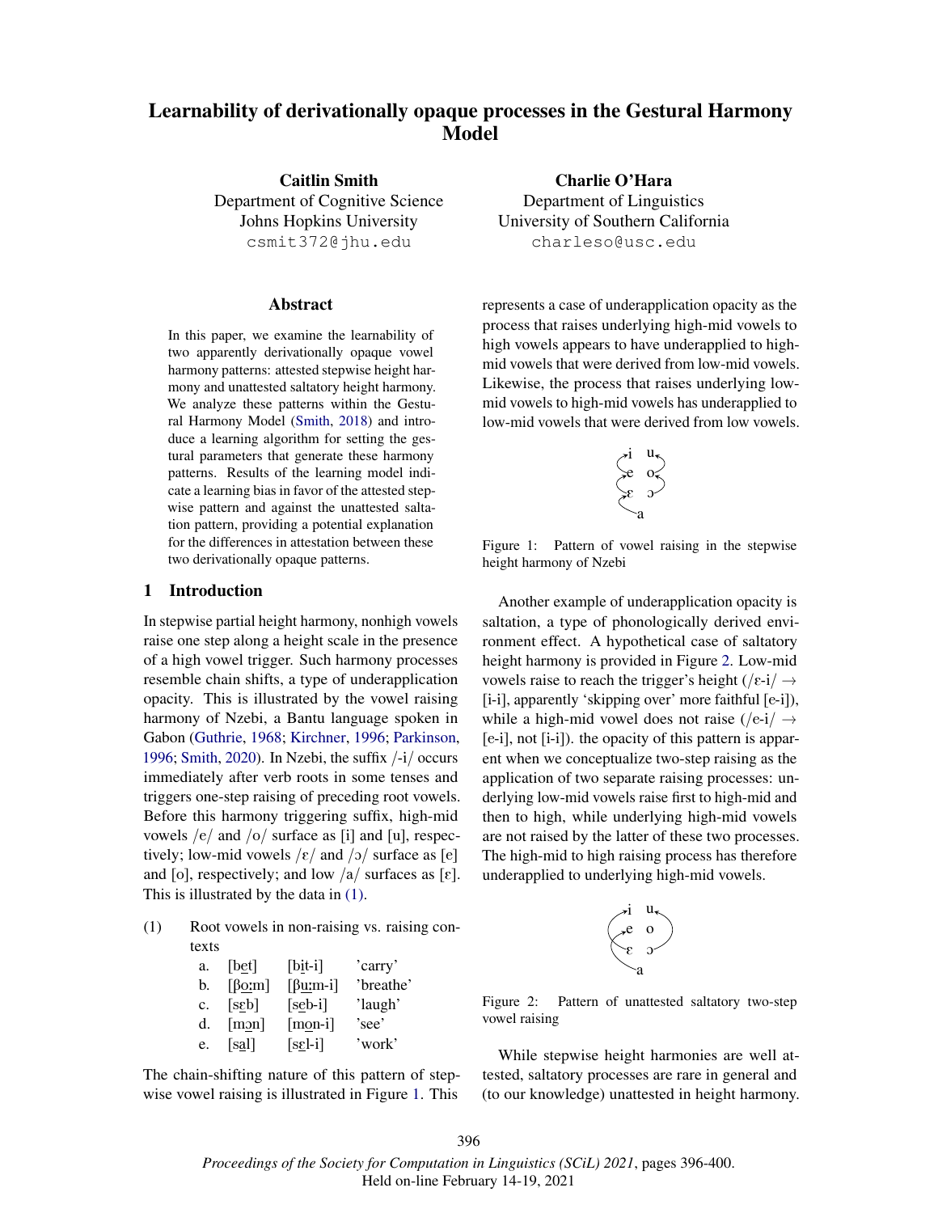# Learnability of derivationally opaque processes in the Gestural Harmony Model

**Caitlin Smith**
Department of Cognitive Science
Johns Hopkins University
csmit372@jhu.edu

**Charlie O'Hara**
Department of Linguistics
University of Southern California
charleso@usc.edu

## Abstract

In this paper, we examine the learnability of two apparently derivationally opaque vowel harmony patterns: attested stepwise height harmony and unattested saltatory height harmony. We analyze these patterns within the Gestural Harmony Model (Smith, 2018) and introduce a learning algorithm for setting the gestural parameters that generate these harmony patterns. Results of the learning model indicate a learning bias in favor of the attested stepwise pattern and against the unattested saltation pattern, providing a potential explanation for the differences in attestation between these two derivationally opaque patterns.

## 1 Introduction

In stepwise partial height harmony, nonhigh vowels raise one step along a height scale in the presence of a high vowel trigger. Such harmony processes resemble chain shifts, a type of underapplication opacity. This is illustrated by the vowel raising harmony of Nzebi, a Bantu language spoken in Gabon (Guthrie, 1968; Kirchner, 1996; Parkinson, 1996; Smith, 2020). In Nzebi, the suffix /-i/ occurs immediately after verb roots in some tenses and triggers one-step raising of preceding root vowels. Before this harmony triggering suffix, high-mid vowels /e/ and /o/ surface as [i] and [u], respectively; low-mid vowels /ɛ/ and /ɔ/ surface as [e] and [o], respectively; and low /a/ surfaces as [ɛ]. This is illustrated by the data in (1).

(1) Root vowels in non-raising vs. raising contexts

| | | | |
|---|---|---|---|
| a. | [be̠t] | [bi̠t-i] | 'carry' |
| b. | [βo̠ːm] | [βu̠ːm-i] | 'breathe' |
| c. | [sɛ̠b] | [se̠b-i] | 'laugh' |
| d. | [mɔ̠n] | [mo̠n-i] | 'see' |
| e. | [sa̠l] | [sɛ̠l-i] | 'work' |

The chain-shifting nature of this pattern of stepwise vowel raising is illustrated in Figure 1. This represents a case of underapplication opacity as the process that raises underlying high-mid vowels to high vowels appears to have underapplied to high-mid vowels that were derived from low-mid vowels. Likewise, the process that raises underlying low-mid vowels to high-mid vowels has underapplied to low-mid vowels that were derived from low vowels.

Figure 1: Pattern of vowel raising in the stepwise height harmony of Nzebi

Another example of underapplication opacity is saltation, a type of phonologically derived environment effect. A hypothetical case of saltatory height harmony is provided in Figure 2. Low-mid vowels raise to reach the trigger's height (/ɛ-i/ → [i-i], apparently 'skipping over' more faithful [e-i]), while a high-mid vowel does not raise (/e-i/ → [e-i], not [i-i]). the opacity of this pattern is apparent when we conceptualize two-step raising as the application of two separate raising processes: underlying low-mid vowels raise first to high-mid and then to high, while underlying high-mid vowels are not raised by the latter of these two processes. The high-mid to high raising process has therefore underapplied to underlying high-mid vowels.

Figure 2: Pattern of unattested saltatory two-step vowel raising

While stepwise height harmonies are well attested, saltatory processes are rare in general and (to our knowledge) unattested in height harmony.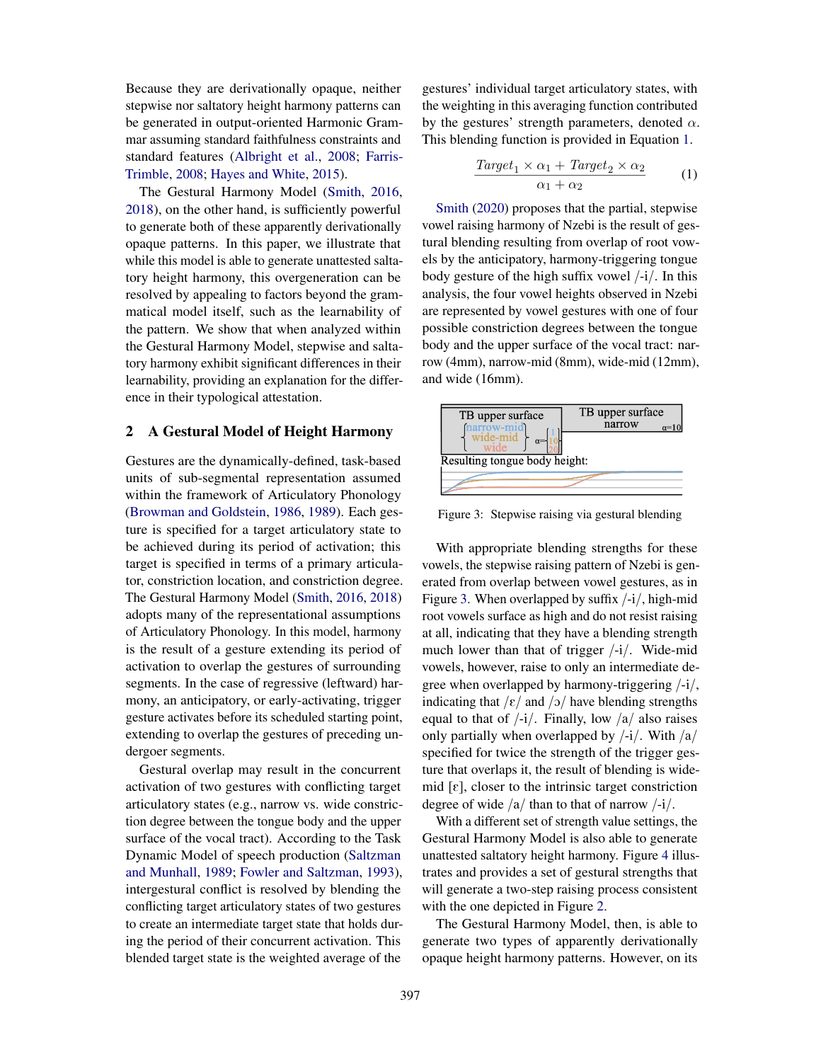Because they are derivationally opaque, neither stepwise nor saltatory height harmony patterns can be generated in output-oriented Harmonic Grammar assuming standard faithfulness constraints and standard features (Albright et al., 2008; Farris-Trimble, 2008; Hayes and White, 2015).

The Gestural Harmony Model (Smith, 2016, 2018), on the other hand, is sufficiently powerful to generate both of these apparently derivationally opaque patterns. In this paper, we illustrate that while this model is able to generate unattested saltatory height harmony, this overgeneration can be resolved by appealing to factors beyond the grammatical model itself, such as the learnability of the pattern. We show that when analyzed within the Gestural Harmony Model, stepwise and saltatory harmony exhibit significant differences in their learnability, providing an explanation for the difference in their typological attestation.

## 2 A Gestural Model of Height Harmony

Gestures are the dynamically-defined, task-based units of sub-segmental representation assumed within the framework of Articulatory Phonology (Browman and Goldstein, 1986, 1989). Each gesture is specified for a target articulatory state to be achieved during its period of activation; this target is specified in terms of a primary articulator, constriction location, and constriction degree. The Gestural Harmony Model (Smith, 2016, 2018) adopts many of the representational assumptions of Articulatory Phonology. In this model, harmony is the result of a gesture extending its period of activation to overlap the gestures of surrounding segments. In the case of regressive (leftward) harmony, an anticipatory, or early-activating, trigger gesture activates before its scheduled starting point, extending to overlap the gestures of preceding undergoer segments.

Gestural overlap may result in the concurrent activation of two gestures with conflicting target articulatory states (e.g., narrow vs. wide constriction degree between the tongue body and the upper surface of the vocal tract). According to the Task Dynamic Model of speech production (Saltzman and Munhall, 1989; Fowler and Saltzman, 1993), intergestural conflict is resolved by blending the conflicting target articulatory states of two gestures to create an intermediate target state that holds during the period of their concurrent activation. This blended target state is the weighted average of the gestures' individual target articulatory states, with the weighting in this averaging function contributed by the gestures' strength parameters, denoted $\alpha$. This blending function is provided in Equation 1.

$$\frac{Target_1 \times \alpha_1 + Target_2 \times \alpha_2}{\alpha_1 + \alpha_2} \qquad (1)$$

Smith (2020) proposes that the partial, stepwise vowel raising harmony of Nzebi is the result of gestural blending resulting from overlap of root vowels by the anticipatory, harmony-triggering tongue body gesture of the high suffix vowel /-i/. In this analysis, the four vowel heights observed in Nzebi are represented by vowel gestures with one of four possible constriction degrees between the tongue body and the upper surface of the vocal tract: narrow (4mm), narrow-mid (8mm), wide-mid (12mm), and wide (16mm).

Figure 3: Stepwise raising via gestural blending

With appropriate blending strengths for these vowels, the stepwise raising pattern of Nzebi is generated from overlap between vowel gestures, as in Figure 3. When overlapped by suffix /-i/, high-mid root vowels surface as high and do not resist raising at all, indicating that they have a blending strength much lower than that of trigger /-i/. Wide-mid vowels, however, raise to only an intermediate degree when overlapped by harmony-triggering /-i/, indicating that /ɛ/ and /ɔ/ have blending strengths equal to that of /-i/. Finally, low /a/ also raises only partially when overlapped by /-i/. With /a/ specified for twice the strength of the trigger gesture that overlaps it, the result of blending is wide-mid [ɛ], closer to the intrinsic target constriction degree of wide /a/ than to that of narrow /-i/.

With a different set of strength value settings, the Gestural Harmony Model is also able to generate unattested saltatory height harmony. Figure 4 illustrates and provides a set of gestural strengths that will generate a two-step raising process consistent with the one depicted in Figure 2.

The Gestural Harmony Model, then, is able to generate two types of apparently derivationally opaque height harmony patterns. However, on its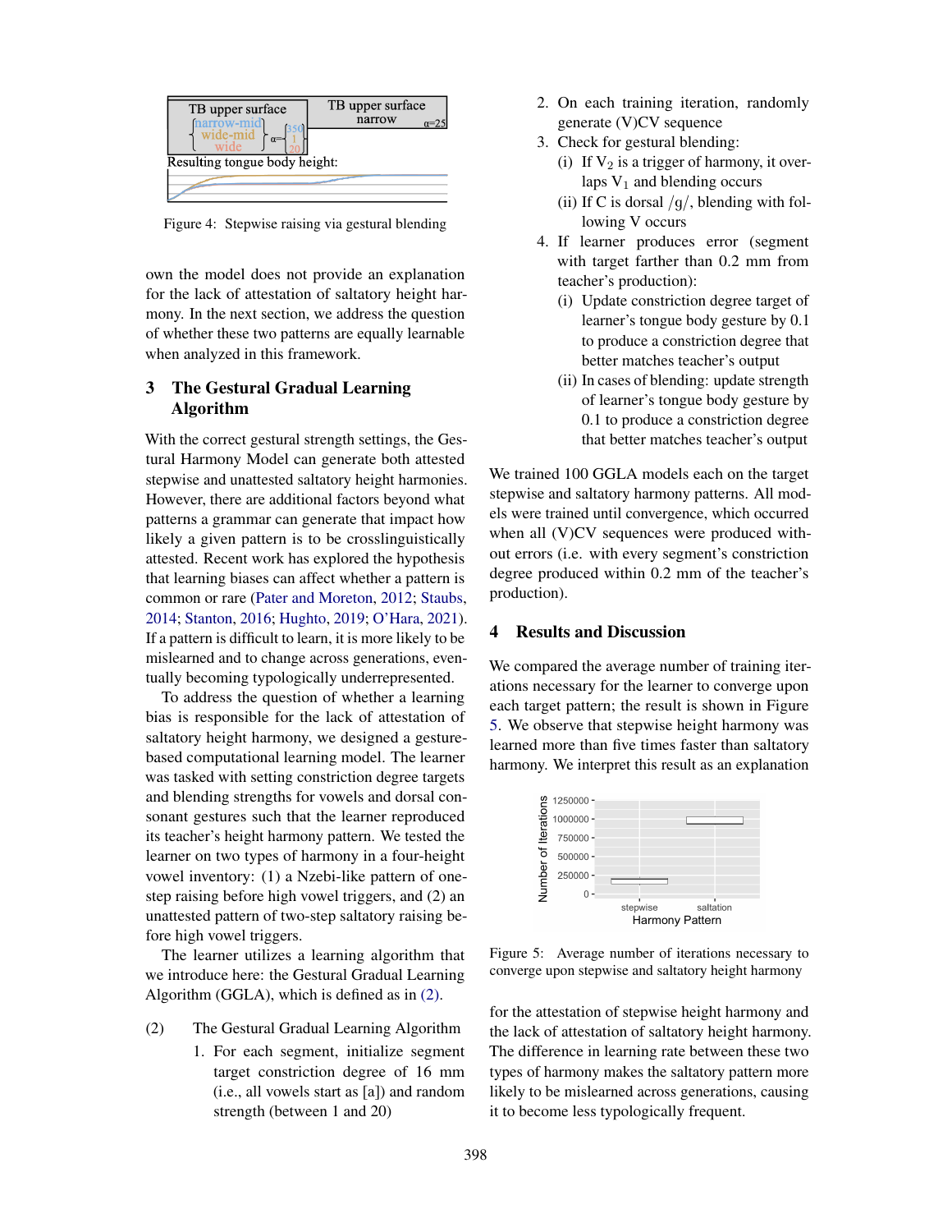Figure 4: Stepwise raising via gestural blending

own the model does not provide an explanation for the lack of attestation of saltatory height harmony. In the next section, we address the question of whether these two patterns are equally learnable when analyzed in this framework.

## 3 The Gestural Gradual Learning Algorithm

With the correct gestural strength settings, the Gestural Harmony Model can generate both attested stepwise and unattested saltatory height harmonies. However, there are additional factors beyond what patterns a grammar can generate that impact how likely a given pattern is to be crosslinguistically attested. Recent work has explored the hypothesis that learning biases can affect whether a pattern is common or rare (Pater and Moreton, 2012; Staubs, 2014; Stanton, 2016; Hughto, 2019; O'Hara, 2021). If a pattern is difficult to learn, it is more likely to be mislearned and to change across generations, eventually becoming typologically underrepresented.

To address the question of whether a learning bias is responsible for the lack of attestation of saltatory height harmony, we designed a gesture-based computational learning model. The learner was tasked with setting constriction degree targets and blending strengths for vowels and dorsal consonant gestures such that the learner reproduced its teacher's height harmony pattern. We tested the learner on two types of harmony in a four-height vowel inventory: (1) a Nzebi-like pattern of one-step raising before high vowel triggers, and (2) an unattested pattern of two-step saltatory raising before high vowel triggers.

The learner utilizes a learning algorithm that we introduce here: the Gestural Gradual Learning Algorithm (GGLA), which is defined as in (2).

(2) The Gestural Gradual Learning Algorithm

1. For each segment, initialize segment target constriction degree of 16 mm (i.e., all vowels start as [a]) and random strength (between 1 and 20)
2. On each training iteration, randomly generate (V)CV sequence
3. Check for gestural blending:
   - (i) If $V_2$ is a trigger of harmony, it overlaps $V_1$ and blending occurs
   - (ii) If C is dorsal /g/, blending with following V occurs
4. If learner produces error (segment with target farther than 0.2 mm from teacher's production):
   - (i) Update constriction degree target of learner's tongue body gesture by 0.1 to produce a constriction degree that better matches teacher's output
   - (ii) In cases of blending: update strength of learner's tongue body gesture by 0.1 to produce a constriction degree that better matches teacher's output

We trained 100 GGLA models each on the target stepwise and saltatory harmony patterns. All models were trained until convergence, which occurred when all (V)CV sequences were produced without errors (i.e. with every segment's constriction degree produced within 0.2 mm of the teacher's production).

## 4 Results and Discussion

We compared the average number of training iterations necessary for the learner to converge upon each target pattern; the result is shown in Figure 5. We observe that stepwise height harmony was learned more than five times faster than saltatory harmony. We interpret this result as an explanation for the attestation of stepwise height harmony and the lack of attestation of saltatory height harmony. The difference in learning rate between these two types of harmony makes the saltatory pattern more likely to be mislearned across generations, causing it to become less typologically frequent.

Figure 5: Average number of iterations necessary to converge upon stepwise and saltatory height harmony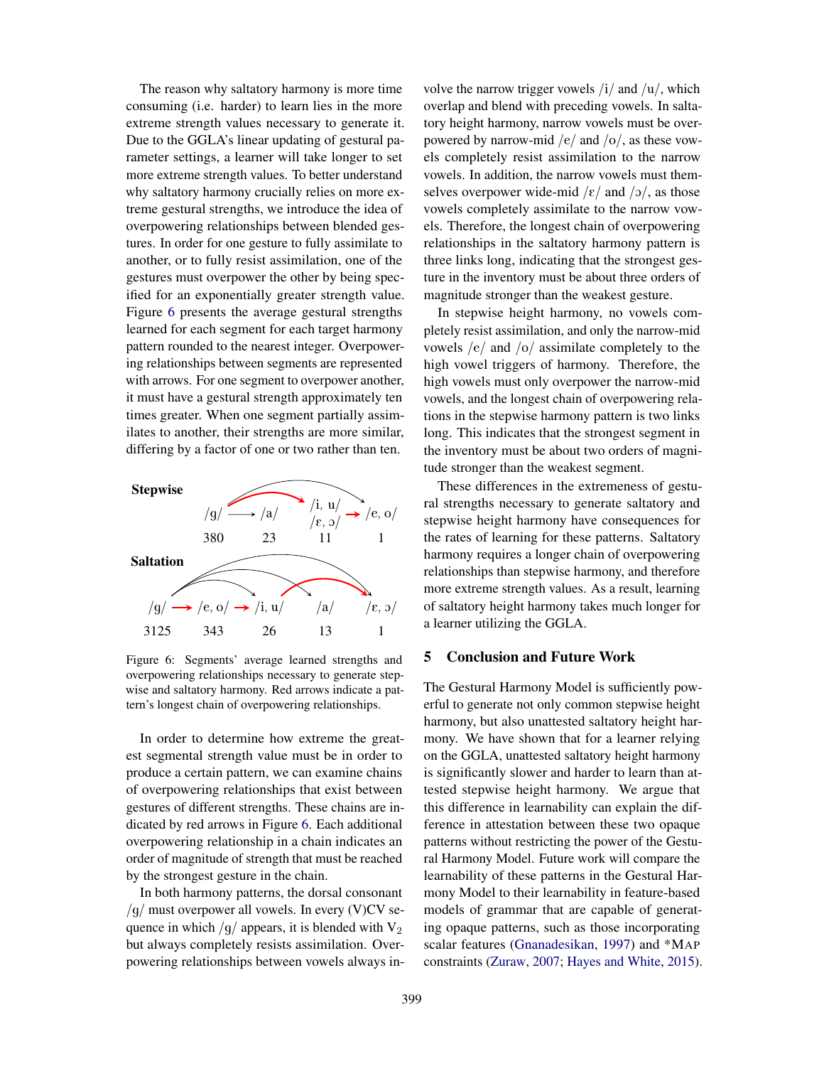The reason why saltatory harmony is more time consuming (i.e. harder) to learn lies in the more extreme strength values necessary to generate it. Due to the GGLA's linear updating of gestural parameter settings, a learner will take longer to set more extreme strength values. To better understand why saltatory harmony crucially relies on more extreme gestural strengths, we introduce the idea of overpowering relationships between blended gestures. In order for one gesture to fully assimilate to another, or to fully resist assimilation, one of the gestures must overpower the other by being specified for an exponentially greater strength value. Figure 6 presents the average gestural strengths learned for each segment for each target harmony pattern rounded to the nearest integer. Overpowering relationships between segments are represented with arrows. For one segment to overpower another, it must have a gestural strength approximately ten times greater. When one segment partially assimilates to another, their strengths are more similar, differing by a factor of one or two rather than ten.

**Stepwise**

| /g/ | /a/ | /i, u/ /ɛ, ɔ/ | /e, o/ |
|---|---|---|---|
| 380 | 23 | 11 | 1 |

**Saltation**

| /g/ | /e, o/ | /i, u/ | /a/ | /ɛ, ɔ/ |
|---|---|---|---|---|
| 3125 | 343 | 26 | 13 | 1 |

Figure 6: Segments' average learned strengths and overpowering relationships necessary to generate stepwise and saltatory harmony. Red arrows indicate a pattern's longest chain of overpowering relationships.

In order to determine how extreme the greatest segmental strength value must be in order to produce a certain pattern, we can examine chains of overpowering relationships that exist between gestures of different strengths. These chains are indicated by red arrows in Figure 6. Each additional overpowering relationship in a chain indicates an order of magnitude of strength that must be reached by the strongest gesture in the chain.

In both harmony patterns, the dorsal consonant /g/ must overpower all vowels. In every (V)CV sequence in which /g/ appears, it is blended with $V_2$ but always completely resists assimilation. Overpowering relationships between vowels always involve the narrow trigger vowels /i/ and /u/, which overlap and blend with preceding vowels. In saltatory height harmony, narrow vowels must be overpowered by narrow-mid /e/ and /o/, as these vowels completely resist assimilation to the narrow vowels. In addition, the narrow vowels must themselves overpower wide-mid /ɛ/ and /ɔ/, as those vowels completely assimilate to the narrow vowels. Therefore, the longest chain of overpowering relationships in the saltatory harmony pattern is three links long, indicating that the strongest gesture in the inventory must be about three orders of magnitude stronger than the weakest gesture.

In stepwise height harmony, no vowels completely resist assimilation, and only the narrow-mid vowels /e/ and /o/ assimilate completely to the high vowel triggers of harmony. Therefore, the high vowels must only overpower the narrow-mid vowels, and the longest chain of overpowering relations in the stepwise harmony pattern is two links long. This indicates that the strongest segment in the inventory must be about two orders of magnitude stronger than the weakest segment.

These differences in the extremeness of gestural strengths necessary to generate saltatory and stepwise height harmony have consequences for the rates of learning for these patterns. Saltatory harmony requires a longer chain of overpowering relationships than stepwise harmony, and therefore more extreme strength values. As a result, learning of saltatory height harmony takes much longer for a learner utilizing the GGLA.

## 5 Conclusion and Future Work

The Gestural Harmony Model is sufficiently powerful to generate not only common stepwise height harmony, but also unattested saltatory height harmony. We have shown that for a learner relying on the GGLA, unattested saltatory height harmony is significantly slower and harder to learn than attested stepwise height harmony. We argue that this difference in learnability can explain the difference in attestation between these two opaque patterns without restricting the power of the Gestural Harmony Model. Future work will compare the learnability of these patterns in the Gestural Harmony Model to their learnability in feature-based models of grammar that are capable of generating opaque patterns, such as those incorporating scalar features (Gnanadesikan, 1997) and *MAP constraints (Zuraw, 2007; Hayes and White, 2015).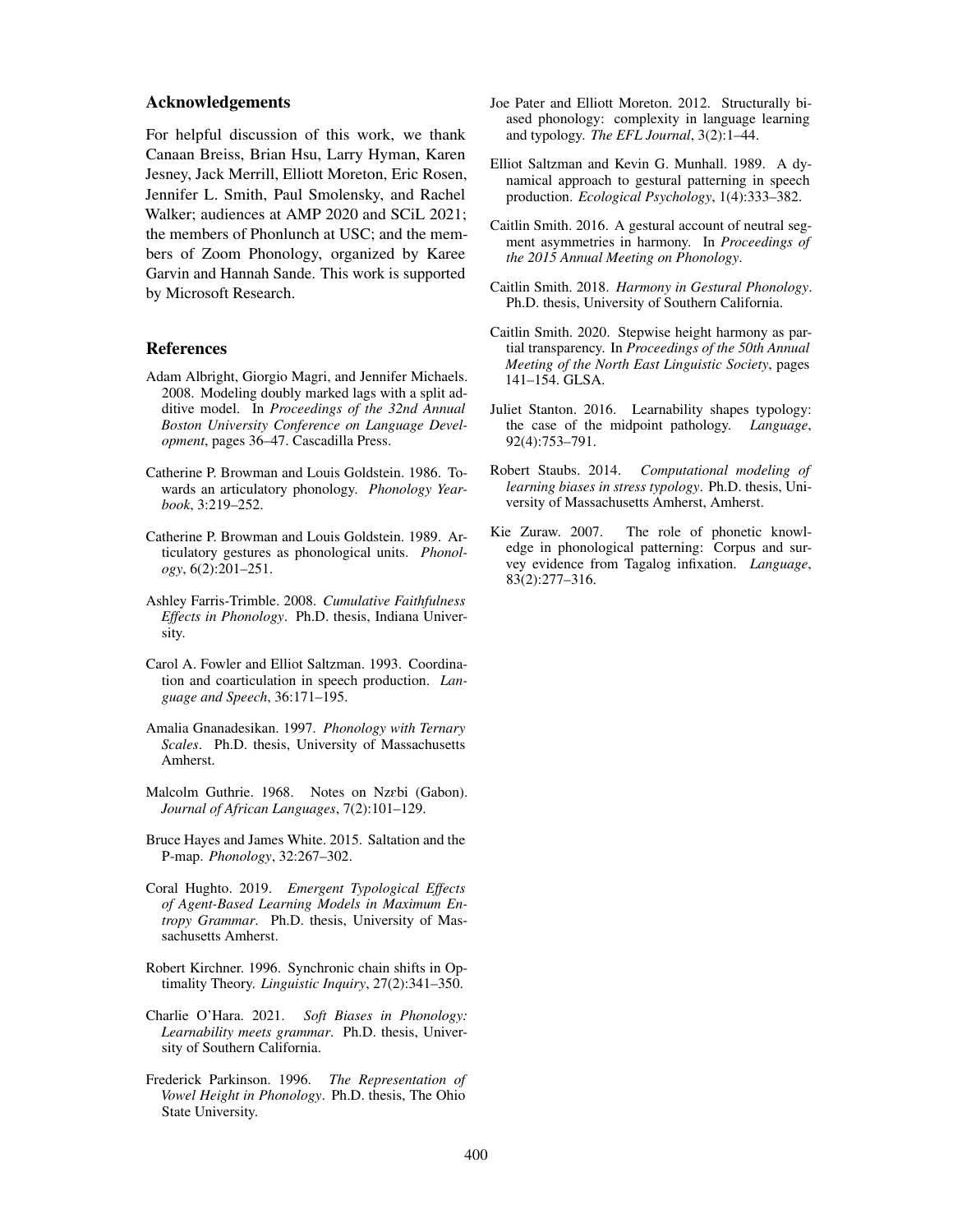## Acknowledgements

For helpful discussion of this work, we thank Canaan Breiss, Brian Hsu, Larry Hyman, Karen Jesney, Jack Merrill, Elliott Moreton, Eric Rosen, Jennifer L. Smith, Paul Smolensky, and Rachel Walker; audiences at AMP 2020 and SCiL 2021; the members of Phonlunch at USC; and the members of Zoom Phonology, organized by Karee Garvin and Hannah Sande. This work is supported by Microsoft Research.

## References

Adam Albright, Giorgio Magri, and Jennifer Michaels. 2008. Modeling doubly marked lags with a split additive model. In *Proceedings of the 32nd Annual Boston University Conference on Language Development*, pages 36–47. Cascadilla Press.

Catherine P. Browman and Louis Goldstein. 1986. Towards an articulatory phonology. *Phonology Yearbook*, 3:219–252.

Catherine P. Browman and Louis Goldstein. 1989. Articulatory gestures as phonological units. *Phonology*, 6(2):201–251.

Ashley Farris-Trimble. 2008. *Cumulative Faithfulness Effects in Phonology*. Ph.D. thesis, Indiana University.

Carol A. Fowler and Elliot Saltzman. 1993. Coordination and coarticulation in speech production. *Language and Speech*, 36:171–195.

Amalia Gnanadesikan. 1997. *Phonology with Ternary Scales*. Ph.D. thesis, University of Massachusetts Amherst.

Malcolm Guthrie. 1968. Notes on Nzɛbi (Gabon). *Journal of African Languages*, 7(2):101–129.

Bruce Hayes and James White. 2015. Saltation and the P-map. *Phonology*, 32:267–302.

Coral Hughto. 2019. *Emergent Typological Effects of Agent-Based Learning Models in Maximum Entropy Grammar*. Ph.D. thesis, University of Massachusetts Amherst.

Robert Kirchner. 1996. Synchronic chain shifts in Optimality Theory. *Linguistic Inquiry*, 27(2):341–350.

Charlie O'Hara. 2021. *Soft Biases in Phonology: Learnability meets grammar*. Ph.D. thesis, University of Southern California.

Frederick Parkinson. 1996. *The Representation of Vowel Height in Phonology*. Ph.D. thesis, The Ohio State University.

Joe Pater and Elliott Moreton. 2012. Structurally biased phonology: complexity in language learning and typology. *The EFL Journal*, 3(2):1–44.

Elliot Saltzman and Kevin G. Munhall. 1989. A dynamical approach to gestural patterning in speech production. *Ecological Psychology*, 1(4):333–382.

Caitlin Smith. 2016. A gestural account of neutral segment asymmetries in harmony. In *Proceedings of the 2015 Annual Meeting on Phonology*.

Caitlin Smith. 2018. *Harmony in Gestural Phonology*. Ph.D. thesis, University of Southern California.

Caitlin Smith. 2020. Stepwise height harmony as partial transparency. In *Proceedings of the 50th Annual Meeting of the North East Linguistic Society*, pages 141–154. GLSA.

Juliet Stanton. 2016. Learnability shapes typology: the case of the midpoint pathology. *Language*, 92(4):753–791.

Robert Staubs. 2014. *Computational modeling of learning biases in stress typology*. Ph.D. thesis, University of Massachusetts Amherst, Amherst.

Kie Zuraw. 2007. The role of phonetic knowledge in phonological patterning: Corpus and survey evidence from Tagalog infixation. *Language*, 83(2):277–316.